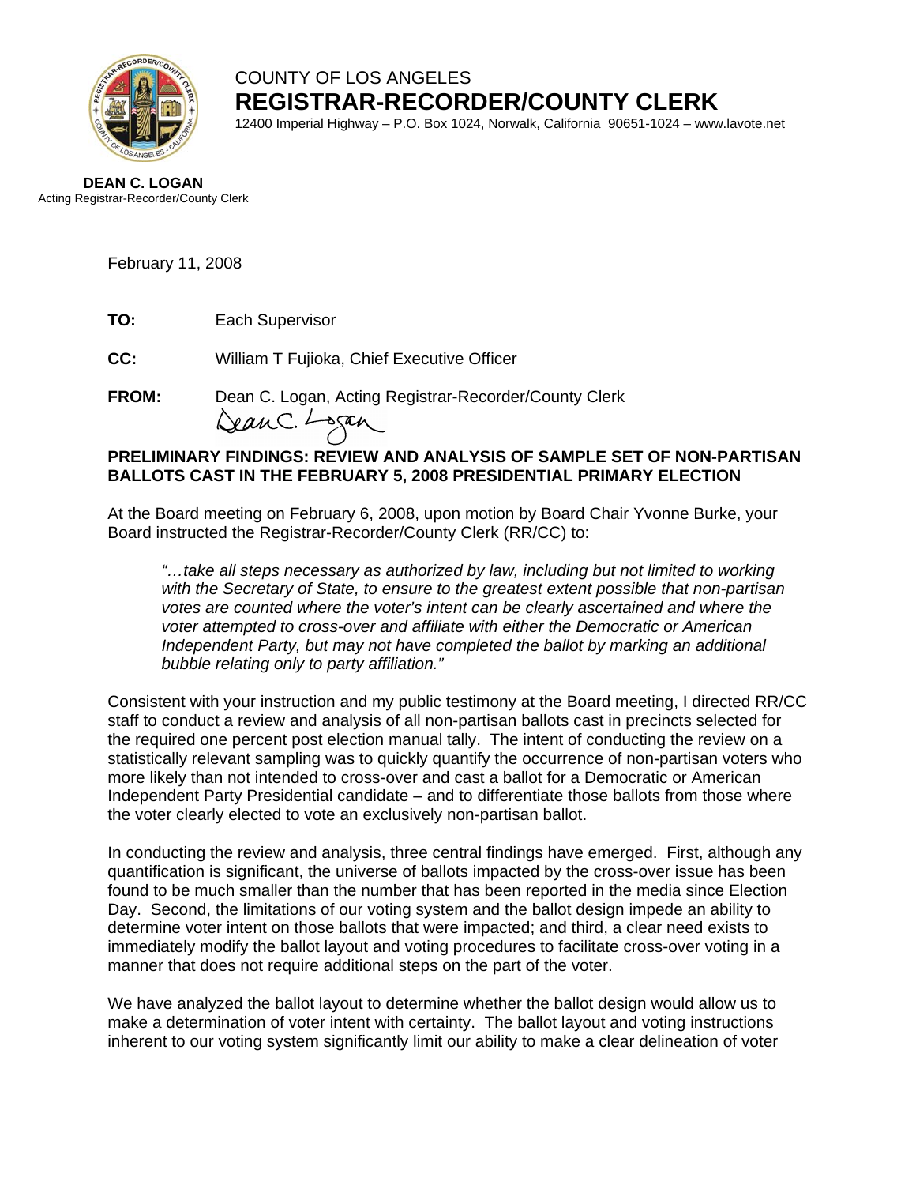COUNTY OF LOS ANGELES

# REGISTRAR-RECORDER/COUNTY CLERK

12400 Imperial Highway – P.O. Box 1024, Norwalk, California 90651-1024 – www.lavote.net

**DEAN C. LOGAN**
Acting Registrar-Recorder/County Clerk

February 11, 2008

**TO:** Each Supervisor

**CC:** William T Fujioka, Chief Executive Officer

**FROM:** Dean C. Logan, Acting Registrar-Recorder/County Clerk

**PRELIMINARY FINDINGS: REVIEW AND ANALYSIS OF SAMPLE SET OF NON-PARTISAN BALLOTS CAST IN THE FEBRUARY 5, 2008 PRESIDENTIAL PRIMARY ELECTION**

At the Board meeting on February 6, 2008, upon motion by Board Chair Yvonne Burke, your Board instructed the Registrar-Recorder/County Clerk (RR/CC) to:

> *"…take all steps necessary as authorized by law, including but not limited to working with the Secretary of State, to ensure to the greatest extent possible that non-partisan votes are counted where the voter's intent can be clearly ascertained and where the voter attempted to cross-over and affiliate with either the Democratic or American Independent Party, but may not have completed the ballot by marking an additional bubble relating only to party affiliation."*

Consistent with your instruction and my public testimony at the Board meeting, I directed RR/CC staff to conduct a review and analysis of all non-partisan ballots cast in precincts selected for the required one percent post election manual tally. The intent of conducting the review on a statistically relevant sampling was to quickly quantify the occurrence of non-partisan voters who more likely than not intended to cross-over and cast a ballot for a Democratic or American Independent Party Presidential candidate – and to differentiate those ballots from those where the voter clearly elected to vote an exclusively non-partisan ballot.

In conducting the review and analysis, three central findings have emerged. First, although any quantification is significant, the universe of ballots impacted by the cross-over issue has been found to be much smaller than the number that has been reported in the media since Election Day. Second, the limitations of our voting system and the ballot design impede an ability to determine voter intent on those ballots that were impacted; and third, a clear need exists to immediately modify the ballot layout and voting procedures to facilitate cross-over voting in a manner that does not require additional steps on the part of the voter.

We have analyzed the ballot layout to determine whether the ballot design would allow us to make a determination of voter intent with certainty. The ballot layout and voting instructions inherent to our voting system significantly limit our ability to make a clear delineation of voter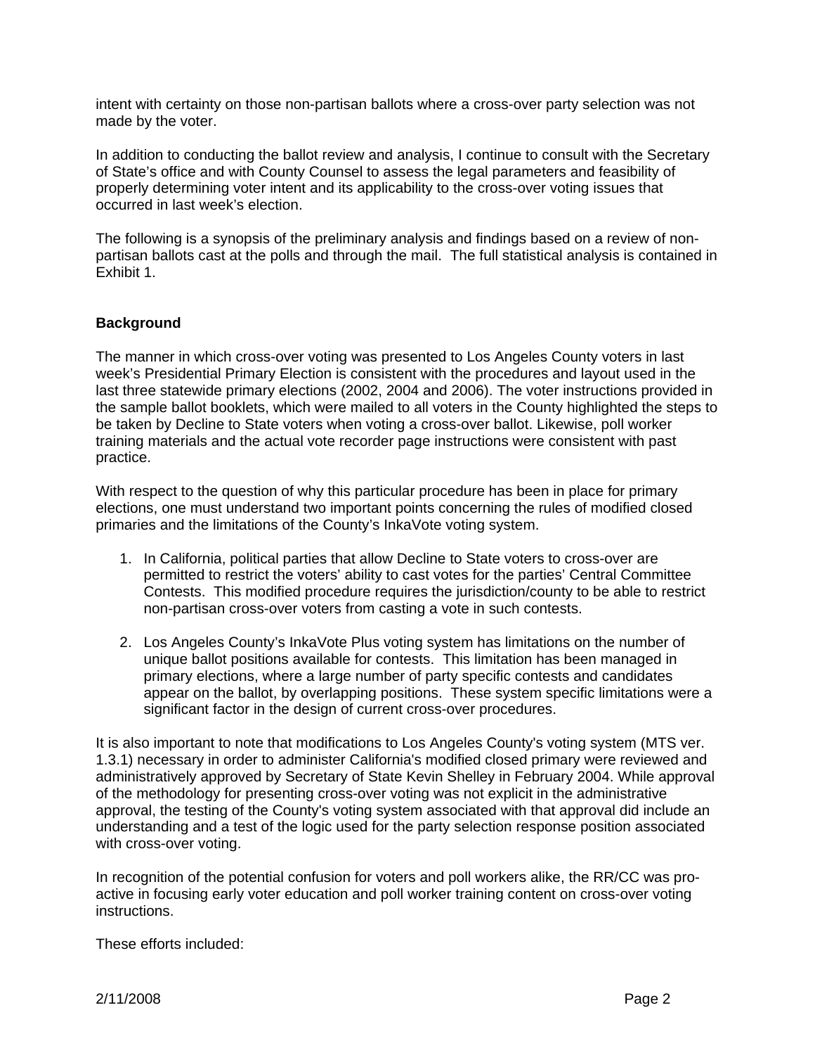intent with certainty on those non-partisan ballots where a cross-over party selection was not made by the voter.

In addition to conducting the ballot review and analysis, I continue to consult with the Secretary of State's office and with County Counsel to assess the legal parameters and feasibility of properly determining voter intent and its applicability to the cross-over voting issues that occurred in last week's election.

The following is a synopsis of the preliminary analysis and findings based on a review of non-partisan ballots cast at the polls and through the mail. The full statistical analysis is contained in Exhibit 1.

**Background**

The manner in which cross-over voting was presented to Los Angeles County voters in last week's Presidential Primary Election is consistent with the procedures and layout used in the last three statewide primary elections (2002, 2004 and 2006). The voter instructions provided in the sample ballot booklets, which were mailed to all voters in the County highlighted the steps to be taken by Decline to State voters when voting a cross-over ballot. Likewise, poll worker training materials and the actual vote recorder page instructions were consistent with past practice.

With respect to the question of why this particular procedure has been in place for primary elections, one must understand two important points concerning the rules of modified closed primaries and the limitations of the County's InkaVote voting system.

1. In California, political parties that allow Decline to State voters to cross-over are permitted to restrict the voters' ability to cast votes for the parties' Central Committee Contests. This modified procedure requires the jurisdiction/county to be able to restrict non-partisan cross-over voters from casting a vote in such contests.
2. Los Angeles County's InkaVote Plus voting system has limitations on the number of unique ballot positions available for contests. This limitation has been managed in primary elections, where a large number of party specific contests and candidates appear on the ballot, by overlapping positions. These system specific limitations were a significant factor in the design of current cross-over procedures.

It is also important to note that modifications to Los Angeles County's voting system (MTS ver. 1.3.1) necessary in order to administer California's modified closed primary were reviewed and administratively approved by Secretary of State Kevin Shelley in February 2004. While approval of the methodology for presenting cross-over voting was not explicit in the administrative approval, the testing of the County's voting system associated with that approval did include an understanding and a test of the logic used for the party selection response position associated with cross-over voting.

In recognition of the potential confusion for voters and poll workers alike, the RR/CC was pro-active in focusing early voter education and poll worker training content on cross-over voting instructions.

These efforts included: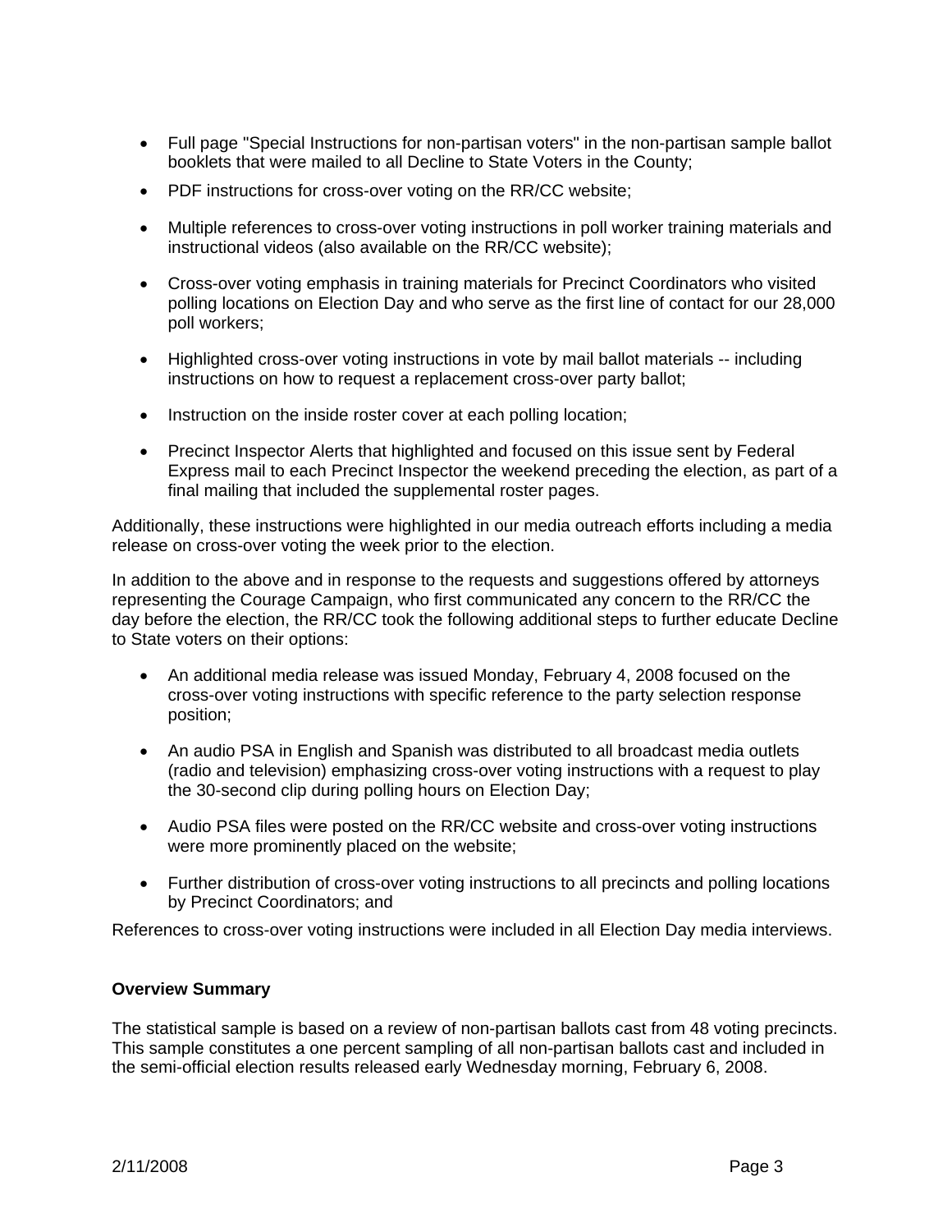- Full page "Special Instructions for non-partisan voters" in the non-partisan sample ballot booklets that were mailed to all Decline to State Voters in the County;
- PDF instructions for cross-over voting on the RR/CC website;
- Multiple references to cross-over voting instructions in poll worker training materials and instructional videos (also available on the RR/CC website);
- Cross-over voting emphasis in training materials for Precinct Coordinators who visited polling locations on Election Day and who serve as the first line of contact for our 28,000 poll workers;
- Highlighted cross-over voting instructions in vote by mail ballot materials -- including instructions on how to request a replacement cross-over party ballot;
- Instruction on the inside roster cover at each polling location;
- Precinct Inspector Alerts that highlighted and focused on this issue sent by Federal Express mail to each Precinct Inspector the weekend preceding the election, as part of a final mailing that included the supplemental roster pages.

Additionally, these instructions were highlighted in our media outreach efforts including a media release on cross-over voting the week prior to the election.

In addition to the above and in response to the requests and suggestions offered by attorneys representing the Courage Campaign, who first communicated any concern to the RR/CC the day before the election, the RR/CC took the following additional steps to further educate Decline to State voters on their options:

- An additional media release was issued Monday, February 4, 2008 focused on the cross-over voting instructions with specific reference to the party selection response position;
- An audio PSA in English and Spanish was distributed to all broadcast media outlets (radio and television) emphasizing cross-over voting instructions with a request to play the 30-second clip during polling hours on Election Day;
- Audio PSA files were posted on the RR/CC website and cross-over voting instructions were more prominently placed on the website;
- Further distribution of cross-over voting instructions to all precincts and polling locations by Precinct Coordinators; and

References to cross-over voting instructions were included in all Election Day media interviews.

**Overview Summary**

The statistical sample is based on a review of non-partisan ballots cast from 48 voting precincts. This sample constitutes a one percent sampling of all non-partisan ballots cast and included in the semi-official election results released early Wednesday morning, February 6, 2008.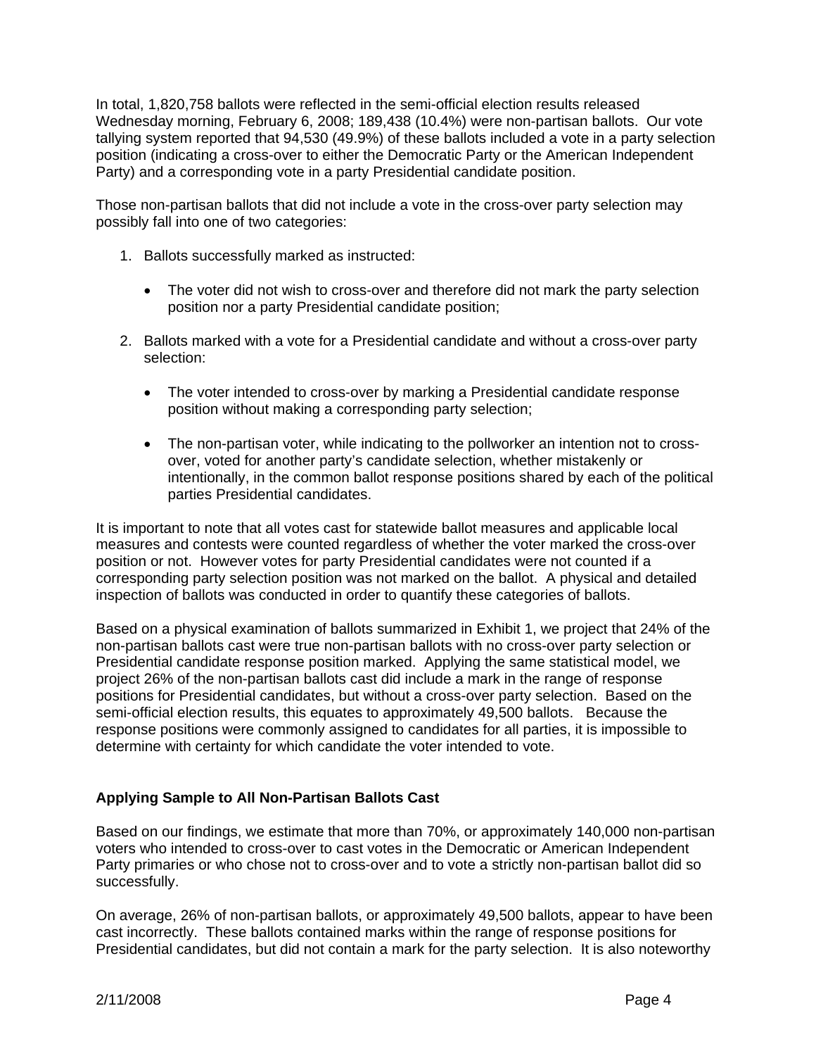In total, 1,820,758 ballots were reflected in the semi-official election results released Wednesday morning, February 6, 2008; 189,438 (10.4%) were non-partisan ballots. Our vote tallying system reported that 94,530 (49.9%) of these ballots included a vote in a party selection position (indicating a cross-over to either the Democratic Party or the American Independent Party) and a corresponding vote in a party Presidential candidate position.

Those non-partisan ballots that did not include a vote in the cross-over party selection may possibly fall into one of two categories:

1. Ballots successfully marked as instructed:

   - The voter did not wish to cross-over and therefore did not mark the party selection position nor a party Presidential candidate position;

2. Ballots marked with a vote for a Presidential candidate and without a cross-over party selection:

   - The voter intended to cross-over by marking a Presidential candidate response position without making a corresponding party selection;

   - The non-partisan voter, while indicating to the pollworker an intention not to cross-over, voted for another party's candidate selection, whether mistakenly or intentionally, in the common ballot response positions shared by each of the political parties Presidential candidates.

It is important to note that all votes cast for statewide ballot measures and applicable local measures and contests were counted regardless of whether the voter marked the cross-over position or not. However votes for party Presidential candidates were not counted if a corresponding party selection position was not marked on the ballot. A physical and detailed inspection of ballots was conducted in order to quantify these categories of ballots.

Based on a physical examination of ballots summarized in Exhibit 1, we project that 24% of the non-partisan ballots cast were true non-partisan ballots with no cross-over party selection or Presidential candidate response position marked. Applying the same statistical model, we project 26% of the non-partisan ballots cast did include a mark in the range of response positions for Presidential candidates, but without a cross-over party selection. Based on the semi-official election results, this equates to approximately 49,500 ballots. Because the response positions were commonly assigned to candidates for all parties, it is impossible to determine with certainty for which candidate the voter intended to vote.

### Applying Sample to All Non-Partisan Ballots Cast

Based on our findings, we estimate that more than 70%, or approximately 140,000 non-partisan voters who intended to cross-over to cast votes in the Democratic or American Independent Party primaries or who chose not to cross-over and to vote a strictly non-partisan ballot did so successfully.

On average, 26% of non-partisan ballots, or approximately 49,500 ballots, appear to have been cast incorrectly. These ballots contained marks within the range of response positions for Presidential candidates, but did not contain a mark for the party selection. It is also noteworthy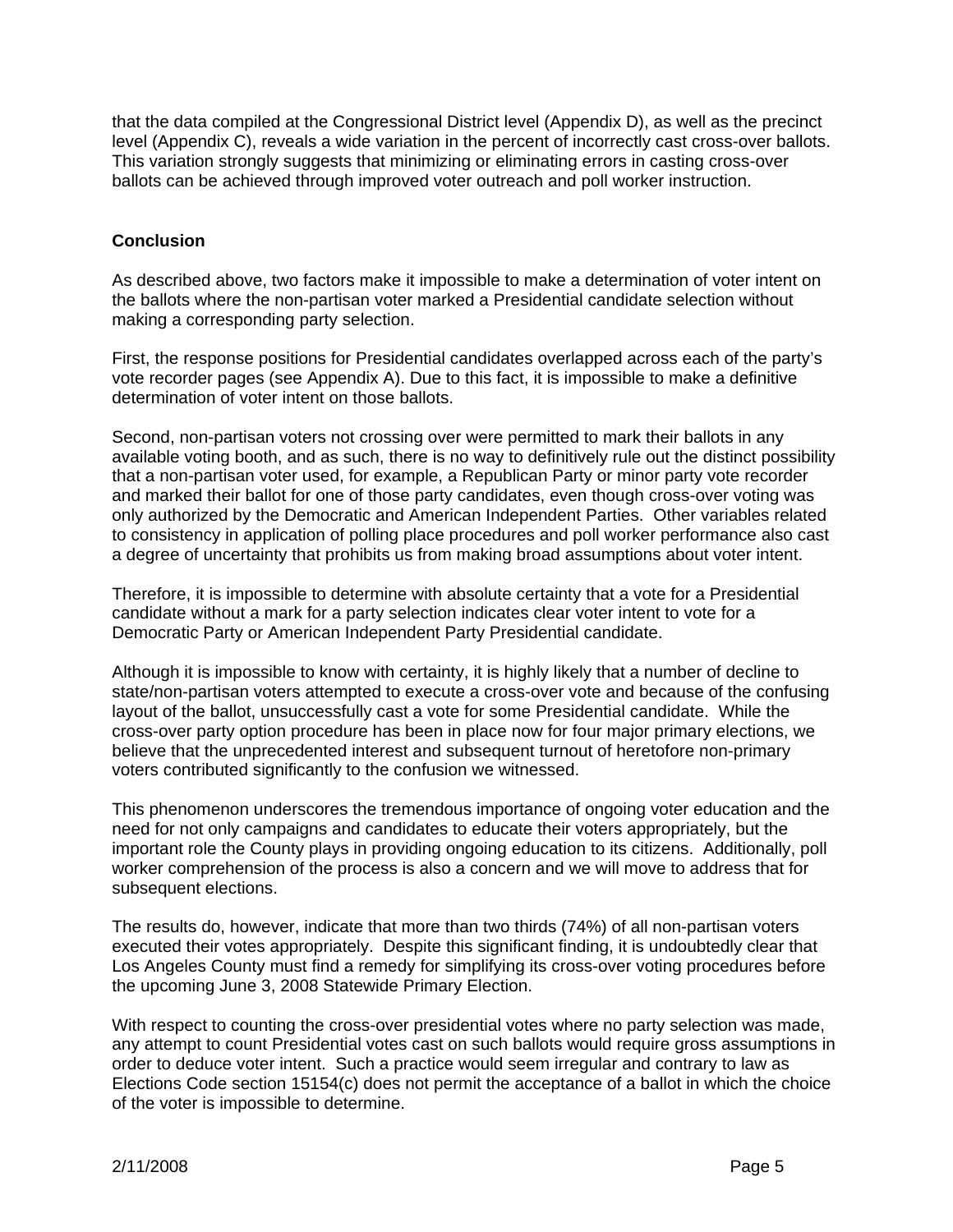that the data compiled at the Congressional District level (Appendix D), as well as the precinct level (Appendix C), reveals a wide variation in the percent of incorrectly cast cross-over ballots. This variation strongly suggests that minimizing or eliminating errors in casting cross-over ballots can be achieved through improved voter outreach and poll worker instruction.

## Conclusion

As described above, two factors make it impossible to make a determination of voter intent on the ballots where the non-partisan voter marked a Presidential candidate selection without making a corresponding party selection.

First, the response positions for Presidential candidates overlapped across each of the party's vote recorder pages (see Appendix A). Due to this fact, it is impossible to make a definitive determination of voter intent on those ballots.

Second, non-partisan voters not crossing over were permitted to mark their ballots in any available voting booth, and as such, there is no way to definitively rule out the distinct possibility that a non-partisan voter used, for example, a Republican Party or minor party vote recorder and marked their ballot for one of those party candidates, even though cross-over voting was only authorized by the Democratic and American Independent Parties. Other variables related to consistency in application of polling place procedures and poll worker performance also cast a degree of uncertainty that prohibits us from making broad assumptions about voter intent.

Therefore, it is impossible to determine with absolute certainty that a vote for a Presidential candidate without a mark for a party selection indicates clear voter intent to vote for a Democratic Party or American Independent Party Presidential candidate.

Although it is impossible to know with certainty, it is highly likely that a number of decline to state/non-partisan voters attempted to execute a cross-over vote and because of the confusing layout of the ballot, unsuccessfully cast a vote for some Presidential candidate. While the cross-over party option procedure has been in place now for four major primary elections, we believe that the unprecedented interest and subsequent turnout of heretofore non-primary voters contributed significantly to the confusion we witnessed.

This phenomenon underscores the tremendous importance of ongoing voter education and the need for not only campaigns and candidates to educate their voters appropriately, but the important role the County plays in providing ongoing education to its citizens. Additionally, poll worker comprehension of the process is also a concern and we will move to address that for subsequent elections.

The results do, however, indicate that more than two thirds (74%) of all non-partisan voters executed their votes appropriately. Despite this significant finding, it is undoubtedly clear that Los Angeles County must find a remedy for simplifying its cross-over voting procedures before the upcoming June 3, 2008 Statewide Primary Election.

With respect to counting the cross-over presidential votes where no party selection was made, any attempt to count Presidential votes cast on such ballots would require gross assumptions in order to deduce voter intent. Such a practice would seem irregular and contrary to law as Elections Code section 15154(c) does not permit the acceptance of a ballot in which the choice of the voter is impossible to determine.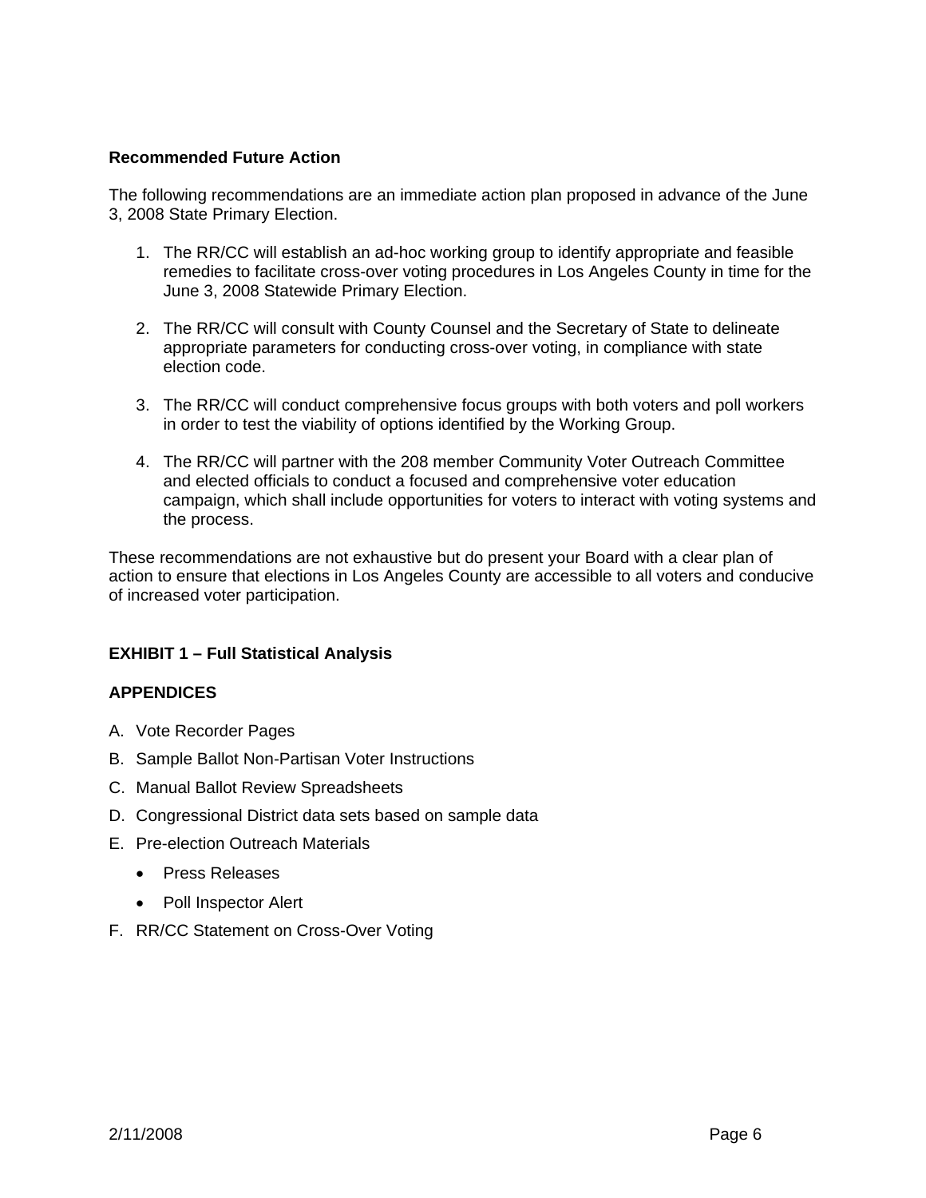**Recommended Future Action**

The following recommendations are an immediate action plan proposed in advance of the June 3, 2008 State Primary Election.

1. The RR/CC will establish an ad-hoc working group to identify appropriate and feasible remedies to facilitate cross-over voting procedures in Los Angeles County in time for the June 3, 2008 Statewide Primary Election.

2. The RR/CC will consult with County Counsel and the Secretary of State to delineate appropriate parameters for conducting cross-over voting, in compliance with state election code.

3. The RR/CC will conduct comprehensive focus groups with both voters and poll workers in order to test the viability of options identified by the Working Group.

4. The RR/CC will partner with the 208 member Community Voter Outreach Committee and elected officials to conduct a focused and comprehensive voter education campaign, which shall include opportunities for voters to interact with voting systems and the process.

These recommendations are not exhaustive but do present your Board with a clear plan of action to ensure that elections in Los Angeles County are accessible to all voters and conducive of increased voter participation.

**EXHIBIT 1 – Full Statistical Analysis**

**APPENDICES**

A. Vote Recorder Pages
B. Sample Ballot Non-Partisan Voter Instructions
C. Manual Ballot Review Spreadsheets
D. Congressional District data sets based on sample data
E. Pre-election Outreach Materials
   - Press Releases
   - Poll Inspector Alert
F. RR/CC Statement on Cross-Over Voting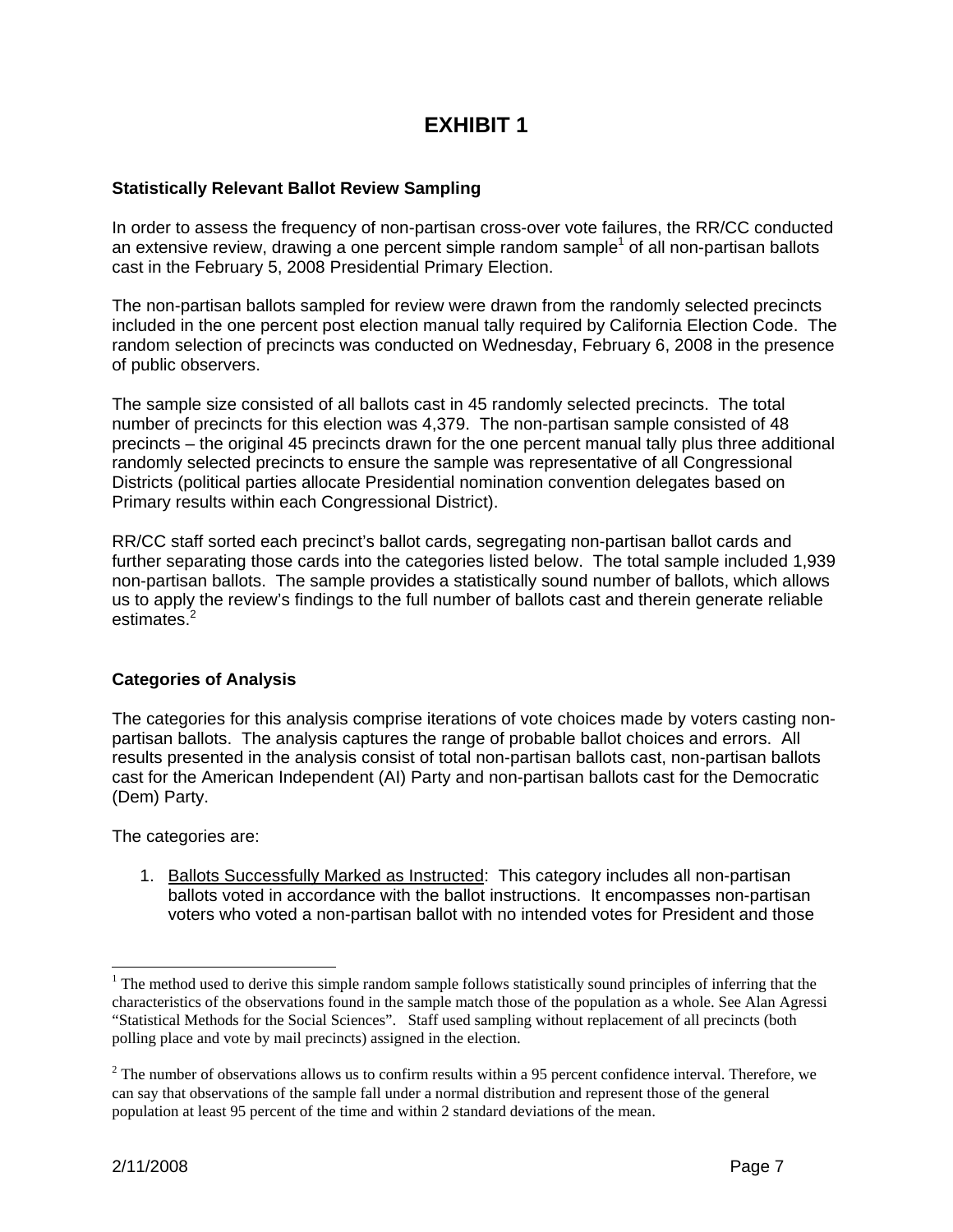# EXHIBIT 1

**Statistically Relevant Ballot Review Sampling**

In order to assess the frequency of non-partisan cross-over vote failures, the RR/CC conducted an extensive review, drawing a one percent simple random sample[1] of all non-partisan ballots cast in the February 5, 2008 Presidential Primary Election.

The non-partisan ballots sampled for review were drawn from the randomly selected precincts included in the one percent post election manual tally required by California Election Code. The random selection of precincts was conducted on Wednesday, February 6, 2008 in the presence of public observers.

The sample size consisted of all ballots cast in 45 randomly selected precincts. The total number of precincts for this election was 4,379. The non-partisan sample consisted of 48 precincts – the original 45 precincts drawn for the one percent manual tally plus three additional randomly selected precincts to ensure the sample was representative of all Congressional Districts (political parties allocate Presidential nomination convention delegates based on Primary results within each Congressional District).

RR/CC staff sorted each precinct's ballot cards, segregating non-partisan ballot cards and further separating those cards into the categories listed below. The total sample included 1,939 non-partisan ballots. The sample provides a statistically sound number of ballots, which allows us to apply the review's findings to the full number of ballots cast and therein generate reliable estimates.[2]

**Categories of Analysis**

The categories for this analysis comprise iterations of vote choices made by voters casting non-partisan ballots. The analysis captures the range of probable ballot choices and errors. All results presented in the analysis consist of total non-partisan ballots cast, non-partisan ballots cast for the American Independent (AI) Party and non-partisan ballots cast for the Democratic (Dem) Party.

The categories are:

1. <u>Ballots Successfully Marked as Instructed</u>: This category includes all non-partisan ballots voted in accordance with the ballot instructions. It encompasses non-partisan voters who voted a non-partisan ballot with no intended votes for President and those

---

[1] The method used to derive this simple random sample follows statistically sound principles of inferring that the characteristics of the observations found in the sample match those of the population as a whole. See Alan Agressi "Statistical Methods for the Social Sciences". Staff used sampling without replacement of all precincts (both polling place and vote by mail precincts) assigned in the election.

[2] The number of observations allows us to confirm results within a 95 percent confidence interval. Therefore, we can say that observations of the sample fall under a normal distribution and represent those of the general population at least 95 percent of the time and within 2 standard deviations of the mean.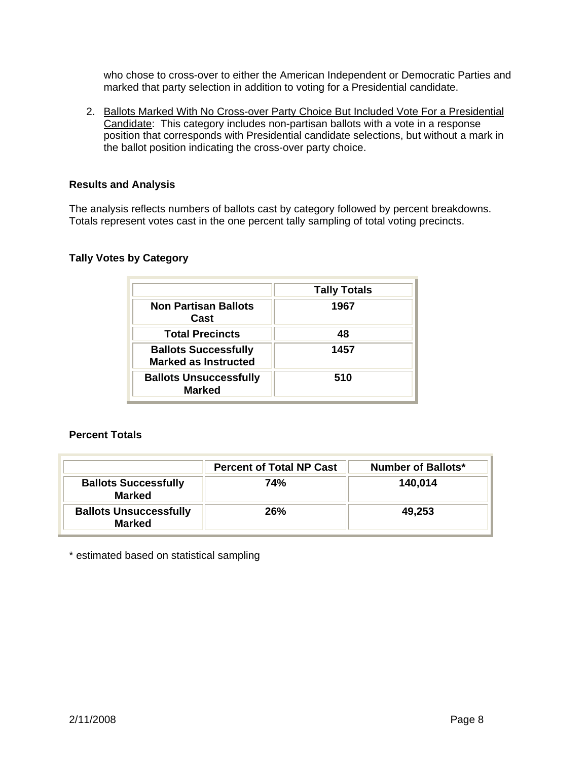who chose to cross-over to either the American Independent or Democratic Parties and marked that party selection in addition to voting for a Presidential candidate.

2. Ballots Marked With No Cross-over Party Choice But Included Vote For a Presidential Candidate: This category includes non-partisan ballots with a vote in a response position that corresponds with Presidential candidate selections, but without a mark in the ballot position indicating the cross-over party choice.

**Results and Analysis**

The analysis reflects numbers of ballots cast by category followed by percent breakdowns. Totals represent votes cast in the one percent tally sampling of total voting precincts.

**Tally Votes by Category**

| | Tally Totals |
|---|---|
| **Non Partisan Ballots Cast** | **1967** |
| **Total Precincts** | **48** |
| **Ballots Successfully Marked as Instructed** | **1457** |
| **Ballots Unsuccessfully Marked** | **510** |

**Percent Totals**

| | Percent of Total NP Cast | Number of Ballots* |
|---|---|---|
| **Ballots Successfully Marked** | **74%** | **140,014** |
| **Ballots Unsuccessfully Marked** | **26%** | **49,253** |

* estimated based on statistical sampling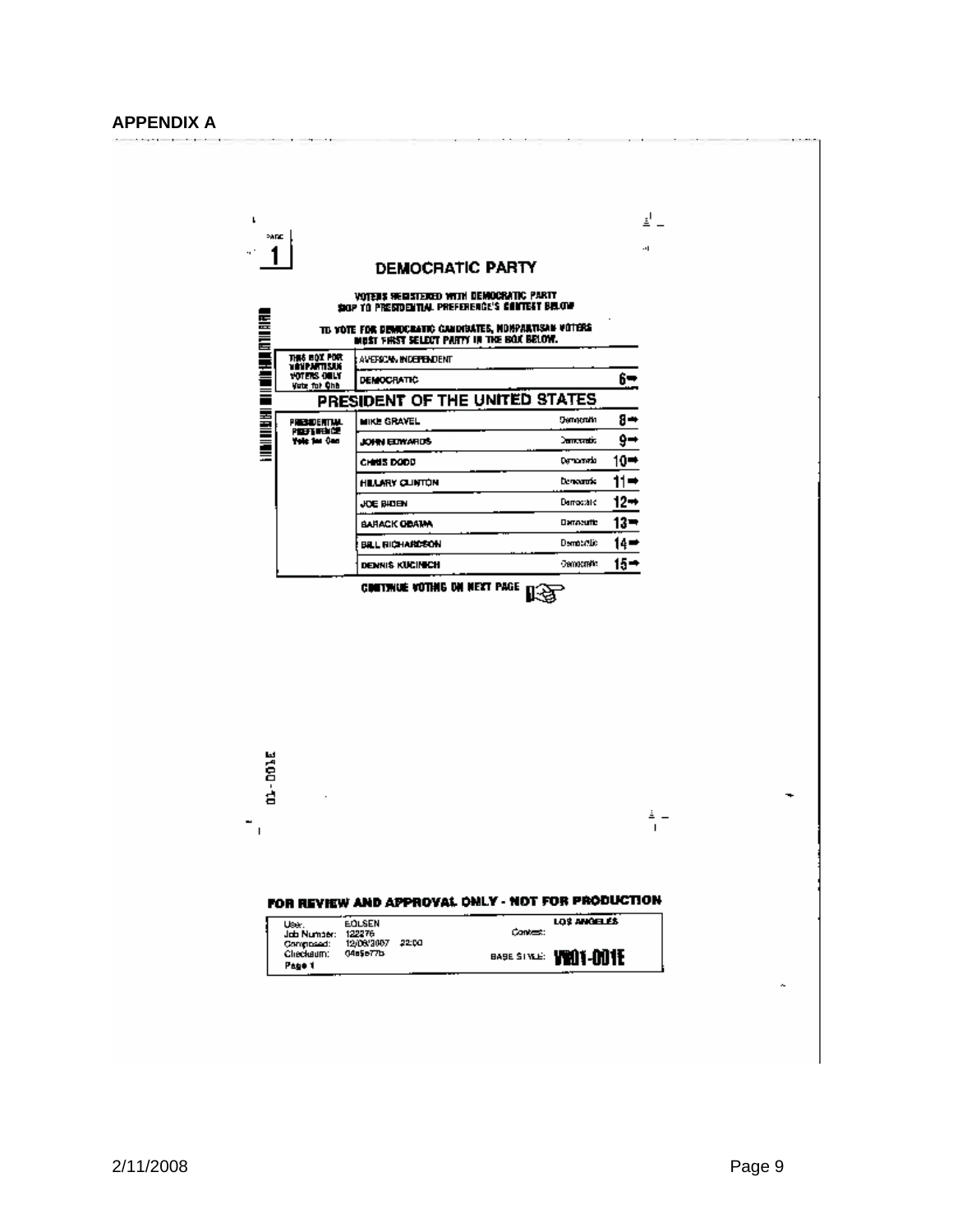## APPENDIX A

PAGE 1

### DEMOCRATIC PARTY

VOTERS REGISTERED WITH DEMOCRATIC PARTY SKIP TO PRESIDENTIAL PREFERENCE'S CONTEST BELOW

TO VOTE FOR DEMOCRATIC CANDIDATES, NONPARTISAN VOTERS MUST FIRST SELECT PARTY IN THE BOX BELOW.

| THIS BOX FOR NONPARTISAN VOTERS ONLY Vote for One | AMERICAN INDEPENDENT | | |
|---|---|---|---|
| | DEMOCRATIC | | 6➡ |

### PRESIDENT OF THE UNITED STATES

| PRESIDENTIAL PREFERENCE Vote for One | MIKE GRAVEL | Democratic | 8➡ |
|---|---|---|---|
| | JOHN EDWARDS | Democratic | 9➡ |
| | CHRIS DODD | Democratic | 10➡ |
| | HILLARY CLINTON | Democratic | 11➡ |
| | JOE BIDEN | Democratic | 12➡ |
| | BARACK OBAMA | Democratic | 13➡ |
| | BILL RICHARDSON | Democratic | 14➡ |
| | DENNIS KUCINICH | Democratic | 15➡ |

CONTINUE VOTING ON NEXT PAGE

01-D01E

**FOR REVIEW AND APPROVAL ONLY - NOT FOR PRODUCTION**

User: EOLSEN
Job Number: 122276
Composed: 12/08/2007 22:00
Checksum: 04a5e77b
Page 1

Contest: LOS ANGELES

BASE STYLE: VB01-001E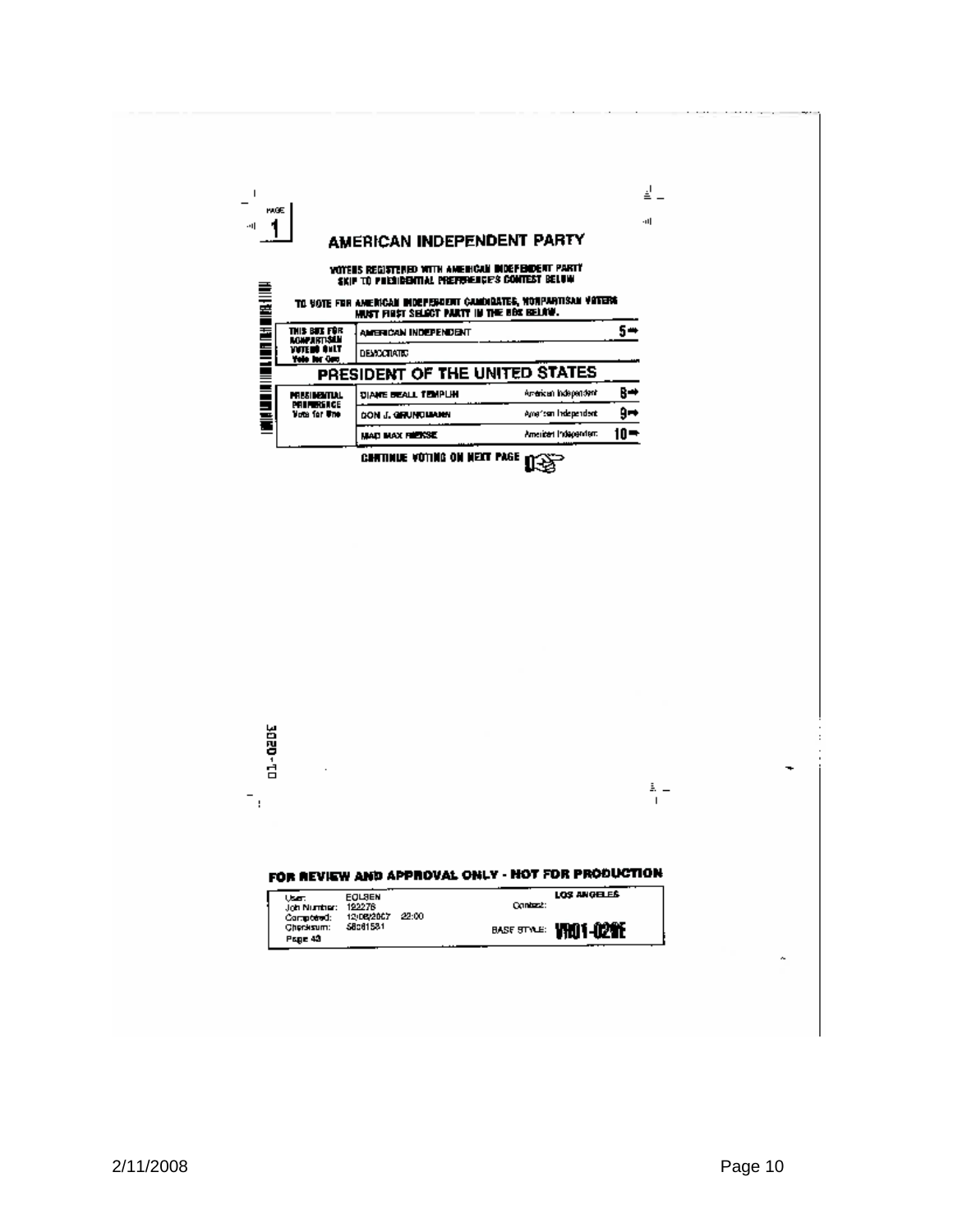PAGE 1

# AMERICAN INDEPENDENT PARTY

**VOTERS REGISTERED WITH AMERICAN INDEPENDENT PARTY SKIP TO PRESIDENTIAL PREFERENCE'S CONTEST BELOW**

**TO VOTE FOR AMERICAN INDEPENDENT CANDIDATES, NONPARTISAN VOTERS MUST FIRST SELECT PARTY IN THE BOX BELOW.**

| THIS BOX FOR NONPARTISAN VOTERS ONLY Vote for One | AMERICAN INDEPENDENT | | 5 ➡ |
|---|---|---|---|
| | DEMOCRATIC | | |

## PRESIDENT OF THE UNITED STATES

| PRESIDENTIAL PREFERENCE Vote for One | DIANE BEALL TEMPLIN | American Independent | 8 ➡ |
|---|---|---|---|
| | DON J. GRUNDMANN | American Independent | 9 ➡ |
| | MAD MAX RIEKSE | American Independent | 10 ➡ |

**CONTINUE VOTING ON NEXT PAGE**

01-020E

**FOR REVIEW AND APPROVAL ONLY - NOT FOR PRODUCTION**

| | | | |
|---|---|---|---|
| User: | EOLSEN | Contest: | LOS ANGELES |
| Job Number: | 122278 | | |
| Composed: | 12/08/2007 22:00 | | |
| Checksum: | 58061581 | BASE STYLE: | VR01-020E |
| Page 43 | | | |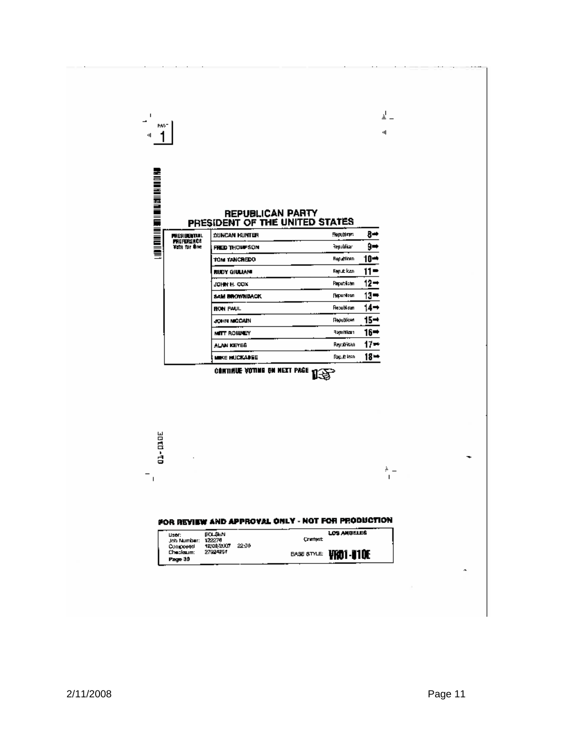PAGE 1

## REPUBLICAN PARTY
## PRESIDENT OF THE UNITED STATES

| PRESIDENTIAL PREFERENCE Vote for One | | | |
|---|---|---|---|
| | DUNCAN HUNTER | Republican | 8 → |
| | FRED THOMPSON | Republican | 9 → |
| | TOM TANCREDO | Republican | 10 → |
| | RUDY GIULIANI | Republican | 11 → |
| | JOHN H. COX | Republican | 12 → |
| | SAM BROWNBACK | Republican | 13 → |
| | RON PAUL | Republican | 14 → |
| | JOHN McCAIN | Republican | 15 → |
| | MITT ROMNEY | Republican | 16 → |
| | ALAN KEYES | Republican | 17 → |
| | MIKE HUCKABEE | Republican | 18 → |

CONTINUE VOTING ON NEXT PAGE

01-010E

**FOR REVIEW AND APPROVAL ONLY - NOT FOR PRODUCTION**

| | | | |
|---|---|---|---|
| User: | EOLSEN | Contest: | LOS ANGELES |
| Job Number: | 122278 | | |
| Composed: | 12/08/2007 22:30 | | |
| Checksum: | 27924251 | BASE STYLE: | VR01-010E |
| Page 30 | | | |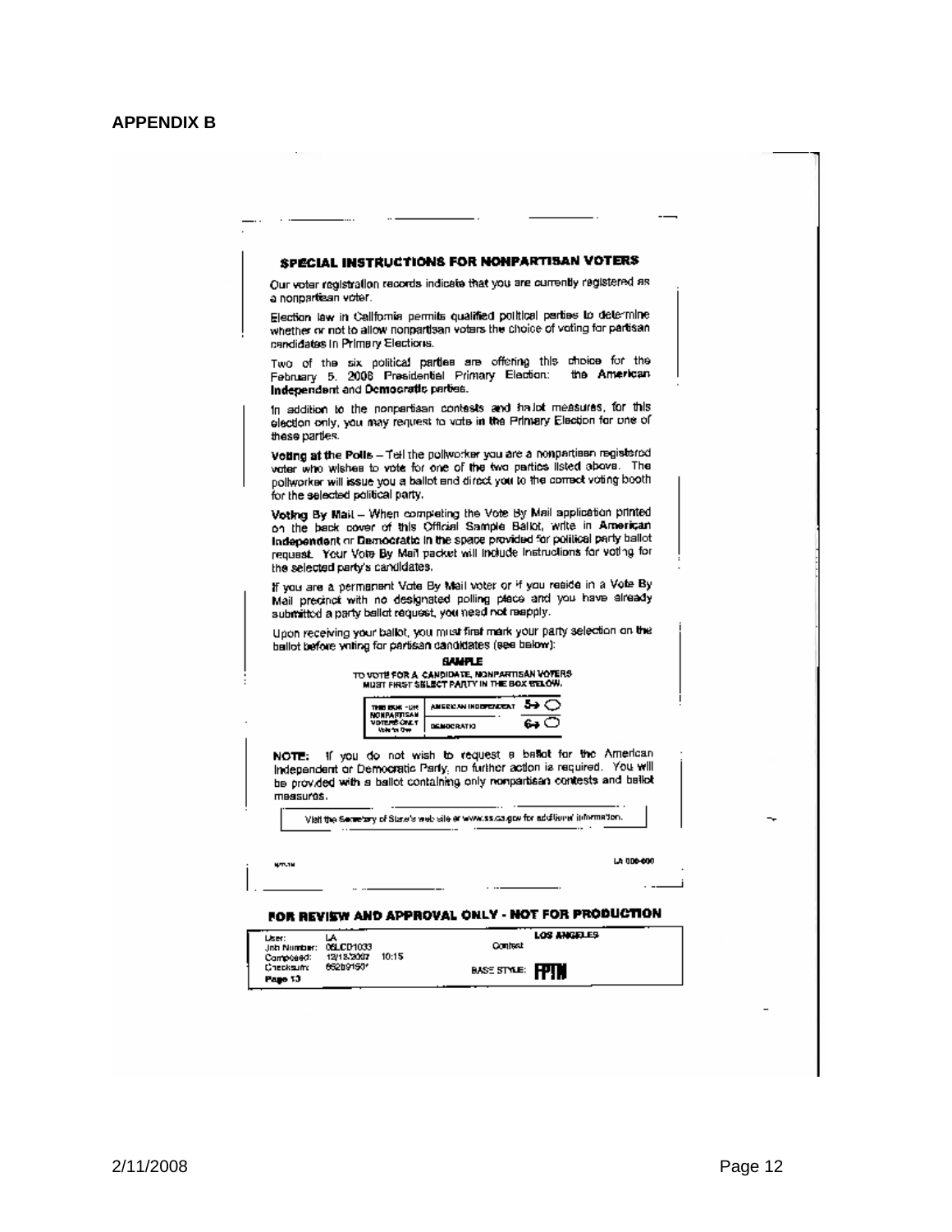## APPENDIX B

### SPECIAL INSTRUCTIONS FOR NONPARTISAN VOTERS

Our voter registration records indicate that you are currently registered as a nonpartisan voter.

Election law in California permits qualified political parties to determine whether or not to allow nonpartisan voters the choice of voting for partisan candidates in Primary Elections.

Two of the six political parties are offering this choice for the February 5, 2008 Presidential Primary Election: the **American Independent** and **Democratic** parties.

In addition to the nonpartisan contests and ballot measures, for this election only, you may request to vote in the Primary Election for one of these parties.

**Voting at the Polls** – Tell the pollworker you are a nonpartisan registered voter who wishes to vote for one of the two parties listed above. The pollworker will issue you a ballot and direct you to the correct voting booth for the selected political party.

**Voting By Mail** – When completing the Vote By Mail application printed on the back cover of this Official Sample Ballot, write in **American Independent** or **Democratic** in the space provided for political party ballot request. Your Vote By Mail packet will include instructions for voting for the selected party's candidates.

If you are a permanent Vote By Mail voter or if you reside in a Vote By Mail precinct with no designated polling place and you have already submitted a party ballot request, you need not reapply.

Upon receiving your ballot, you must first mark your party selection on the ballot before voting for partisan candidates (see below):

**SAMPLE**

TO VOTE FOR A CANDIDATE, NONPARTISAN VOTERS MUST FIRST SELECT PARTY IN THE BOX BELOW.

| THIS BOX - FOR NONPARTISAN VOTERS ONLY Vote for One | AMERICAN INDEPENDENT | 5→ ◯ |
|---|---|---|
| | DEMOCRATIC | 6→ ◯ |

**NOTE:** If you do not wish to request a ballot for the American Independent or Democratic Party, no further action is required. You will be provided with a ballot containing only nonpartisan contests and ballot measures.

Visit the Secretary of State's web site at www.ss.ca.gov for additional information.

LA 000-000

**FOR REVIEW AND APPROVAL ONLY - NOT FOR PRODUCTION**

| User: | LA | Contest | LOS ANGELES |
|---|---|---|---|
| Job Number: | 08LCD1033 | | |
| Composed: | 12/18/2007 10:15 | | |
| Checksum: | 65289150 | BASE STYLE: | FPTN |
| Page 13 | | | |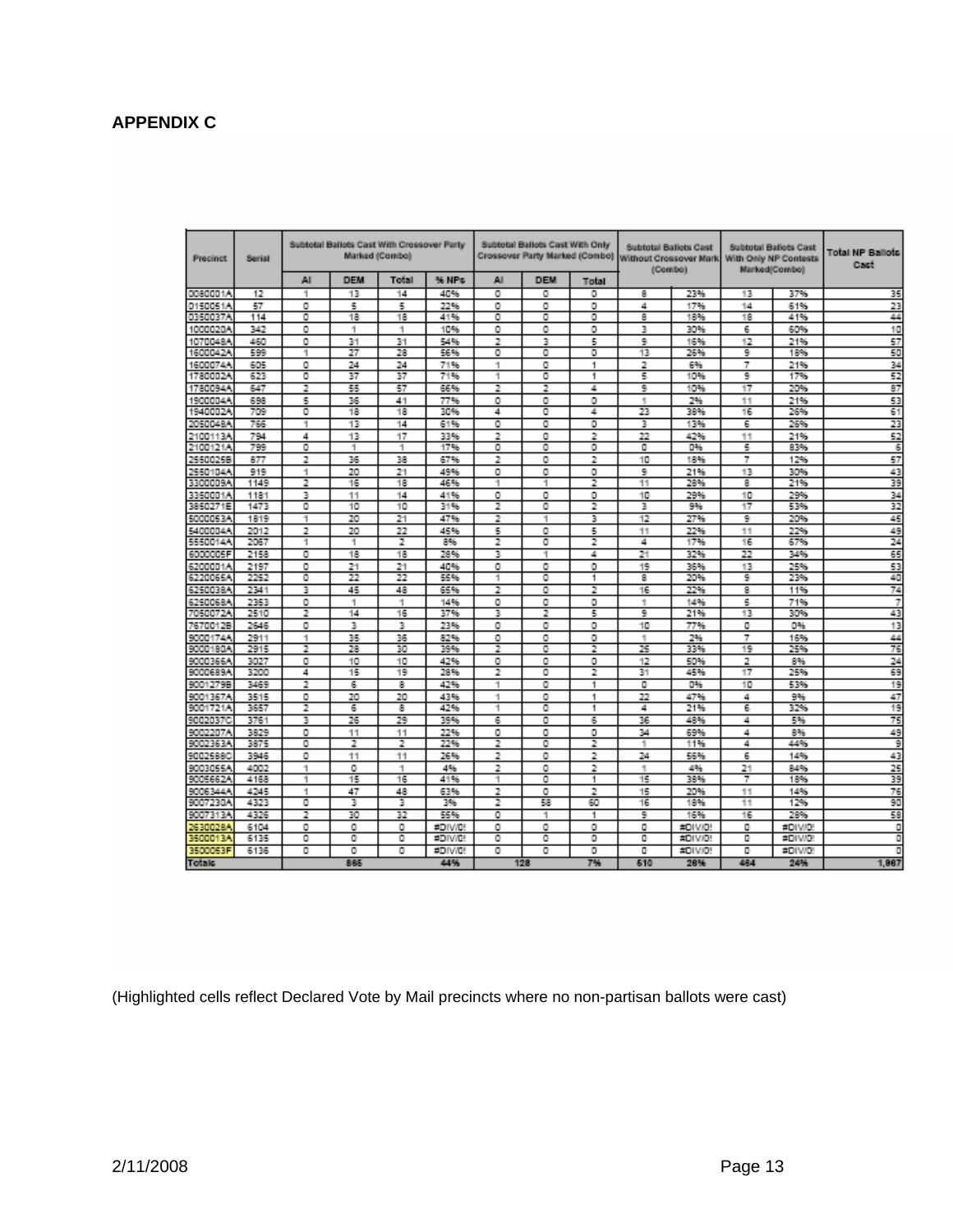## APPENDIX C

| Precinct | Serial | Subtotal Ballots Cast With Crossover Party Marked (Combo) | | | | Subtotal Ballots Cast With Only Crossover Party Marked (Combo) | | | Subtotal Ballots Cast Without Crossover Mark (Combo) | | Subtotal Ballots Cast With Only NP Contests Marked(Combo) | | Total NP Ballots Cast |
|---|---|---|---|---|---|---|---|---|---|---|---|---|---|
| | | AI | DEM | Total | % NPs | AI | DEM | Total | | | | | |
| 0080001A | 12 | 1 | 13 | 14 | 40% | 0 | 0 | 0 | 8 | 23% | 13 | 37% | 35 |
| 0150051A | 57 | 0 | 5 | 5 | 22% | 0 | 0 | 0 | 4 | 17% | 14 | 61% | 23 |
| 0350037A | 114 | 0 | 18 | 18 | 41% | 0 | 0 | 0 | 8 | 18% | 18 | 41% | 44 |
| 1000020A | 342 | 0 | 1 | 1 | 10% | 0 | 0 | 0 | 3 | 30% | 6 | 60% | 10 |
| 1070048A | 460 | 0 | 31 | 31 | 54% | 2 | 3 | 5 | 9 | 16% | 12 | 21% | 57 |
| 1600042A | 599 | 1 | 27 | 28 | 56% | 0 | 0 | 0 | 13 | 26% | 9 | 18% | 50 |
| 1600074A | 605 | 0 | 24 | 24 | 71% | 1 | 0 | 1 | 2 | 6% | 7 | 21% | 34 |
| 1780002A | 623 | 0 | 37 | 37 | 71% | 1 | 0 | 1 | 5 | 10% | 9 | 17% | 52 |
| 1780094A | 647 | 2 | 55 | 57 | 66% | 2 | 2 | 4 | 9 | 10% | 17 | 20% | 87 |
| 1900004A | 698 | 5 | 36 | 41 | 77% | 0 | 0 | 0 | 1 | 2% | 11 | 21% | 53 |
| 1940002A | 709 | 0 | 18 | 18 | 30% | 4 | 0 | 4 | 23 | 38% | 16 | 26% | 61 |
| 2050048A | 766 | 1 | 13 | 14 | 61% | 0 | 0 | 0 | 3 | 13% | 6 | 26% | 23 |
| 2100113A | 794 | 4 | 13 | 17 | 33% | 2 | 0 | 2 | 22 | 42% | 11 | 21% | 52 |
| 2100121A | 799 | 0 | 1 | 1 | 17% | 0 | 0 | 0 | 0 | 0% | 5 | 83% | 6 |
| 2550025B | 877 | 2 | 36 | 38 | 67% | 2 | 0 | 2 | 10 | 18% | 7 | 12% | 57 |
| 2550104A | 919 | 1 | 20 | 21 | 49% | 0 | 0 | 0 | 9 | 21% | 13 | 30% | 43 |
| 3300009A | 1149 | 2 | 16 | 18 | 46% | 1 | 1 | 2 | 11 | 28% | 8 | 21% | 39 |
| 3350001A | 1181 | 3 | 11 | 14 | 41% | 0 | 0 | 0 | 10 | 29% | 10 | 29% | 34 |
| 3850271E | 1473 | 0 | 10 | 10 | 31% | 2 | 0 | 2 | 3 | 9% | 17 | 53% | 32 |
| 5000053A | 1819 | 1 | 20 | 21 | 47% | 2 | 1 | 3 | 12 | 27% | 9 | 20% | 45 |
| 5400004A | 2012 | 2 | 20 | 22 | 45% | 5 | 0 | 5 | 11 | 22% | 11 | 22% | 49 |
| 5550014A | 2067 | 1 | 1 | 2 | 8% | 2 | 0 | 2 | 4 | 17% | 16 | 67% | 24 |
| 6000005F | 2158 | 0 | 18 | 18 | 28% | 3 | 1 | 4 | 21 | 32% | 22 | 34% | 65 |
| 6200001A | 2197 | 0 | 21 | 21 | 40% | 0 | 0 | 0 | 19 | 36% | 13 | 25% | 53 |
| 6220065A | 2252 | 0 | 22 | 22 | 55% | 1 | 0 | 1 | 8 | 20% | 9 | 23% | 40 |
| 6250038A | 2341 | 3 | 45 | 48 | 65% | 2 | 0 | 2 | 16 | 22% | 8 | 11% | 74 |
| 6250068A | 2353 | 0 | 1 | 1 | 14% | 0 | 0 | 0 | 1 | 14% | 5 | 71% | 7 |
| 7050072A | 2510 | 2 | 14 | 16 | 37% | 3 | 2 | 5 | 9 | 21% | 13 | 30% | 43 |
| 7670012B | 2646 | 0 | 3 | 3 | 23% | 0 | 0 | 0 | 10 | 77% | 0 | 0% | 13 |
| 9000174A | 2911 | 1 | 35 | 36 | 82% | 0 | 0 | 0 | 1 | 2% | 7 | 16% | 44 |
| 9000180A | 2915 | 2 | 28 | 30 | 39% | 2 | 0 | 2 | 25 | 33% | 19 | 25% | 76 |
| 9000366A | 3027 | 0 | 10 | 10 | 42% | 0 | 0 | 0 | 12 | 50% | 2 | 8% | 24 |
| 9000689A | 3200 | 4 | 15 | 19 | 28% | 2 | 0 | 2 | 31 | 45% | 17 | 25% | 69 |
| 9001279B | 3469 | 2 | 6 | 8 | 42% | 1 | 0 | 1 | 0 | 0% | 10 | 53% | 19 |
| 9001367A | 3515 | 0 | 20 | 20 | 43% | 1 | 0 | 1 | 22 | 47% | 4 | 9% | 47 |
| 9001721A | 3657 | 2 | 6 | 8 | 42% | 1 | 0 | 1 | 4 | 21% | 6 | 32% | 19 |
| 9002037C | 3761 | 3 | 26 | 29 | 39% | 6 | 0 | 6 | 36 | 48% | 4 | 5% | 75 |
| 9002207A | 3829 | 0 | 11 | 11 | 22% | 0 | 0 | 0 | 34 | 69% | 4 | 8% | 49 |
| 9002363A | 3875 | 0 | 2 | 2 | 22% | 2 | 0 | 2 | 1 | 11% | 4 | 44% | 9 |
| 9002588C | 3946 | 0 | 11 | 11 | 26% | 2 | 0 | 2 | 24 | 56% | 6 | 14% | 43 |
| 9003055A | 4002 | 1 | 0 | 1 | 4% | 2 | 0 | 2 | 1 | 4% | 21 | 84% | 25 |
| 9005662A | 4168 | 1 | 15 | 16 | 41% | 1 | 0 | 1 | 15 | 38% | 7 | 18% | 39 |
| 9006344A | 4245 | 1 | 47 | 48 | 63% | 2 | 0 | 2 | 15 | 20% | 11 | 14% | 76 |
| 9007230A | 4323 | 0 | 3 | 3 | 3% | 2 | 58 | 60 | 16 | 18% | 11 | 12% | 90 |
| 9007313A | 4326 | 2 | 30 | 32 | 55% | 0 | 1 | 1 | 9 | 16% | 16 | 28% | 58 |
| 2630028A | 6104 | 0 | 0 | 0 | #DIV/0! | 0 | 0 | 0 | 0 | #DIV/0! | 0 | #DIV/0! | 0 |
| 3500013A | 6135 | 0 | 0 | 0 | #DIV/0! | 0 | 0 | 0 | 0 | #DIV/0! | 0 | #DIV/0! | 0 |
| 3500053F | 6136 | 0 | 0 | 0 | #DIV/0! | 0 | 0 | 0 | 0 | #DIV/0! | 0 | #DIV/0! | 0 |
| Totals | | | 866 | | 44% | | 128 | 7% | 510 | 26% | 484 | 24% | 1,987 |

(Highlighted cells reflect Declared Vote by Mail precincts where no non-partisan ballots were cast)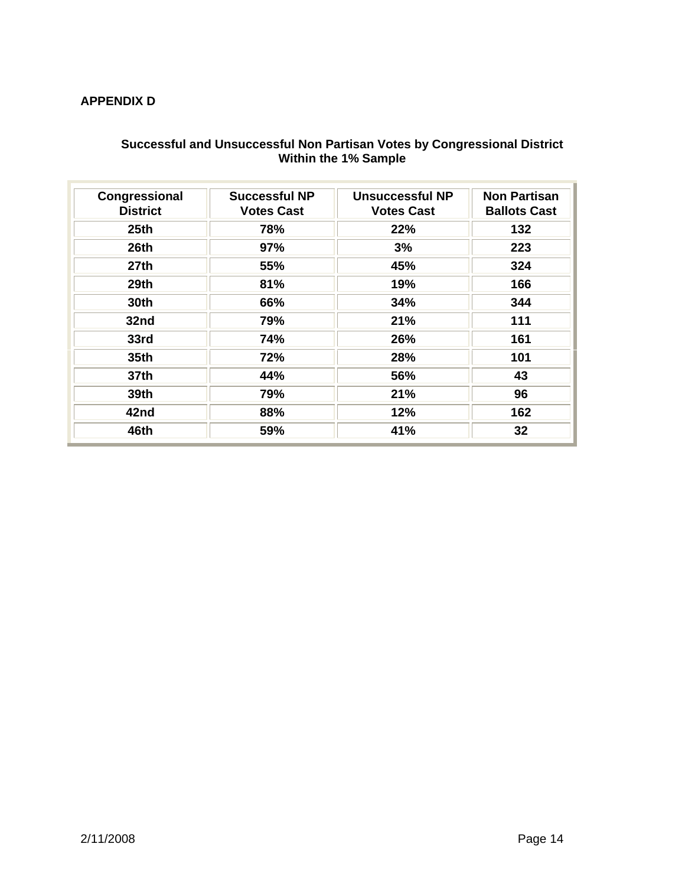## APPENDIX D

**Successful and Unsuccessful Non Partisan Votes by Congressional District Within the 1% Sample**

| Congressional District | Successful NP Votes Cast | Unsuccessful NP Votes Cast | Non Partisan Ballots Cast |
|---|---|---|---|
| 25th | 78% | 22% | 132 |
| 26th | 97% | 3% | 223 |
| 27th | 55% | 45% | 324 |
| 29th | 81% | 19% | 166 |
| 30th | 66% | 34% | 344 |
| 32nd | 79% | 21% | 111 |
| 33rd | 74% | 26% | 161 |
| 35th | 72% | 28% | 101 |
| 37th | 44% | 56% | 43 |
| 39th | 79% | 21% | 96 |
| 42nd | 88% | 12% | 162 |
| 46th | 59% | 41% | 32 |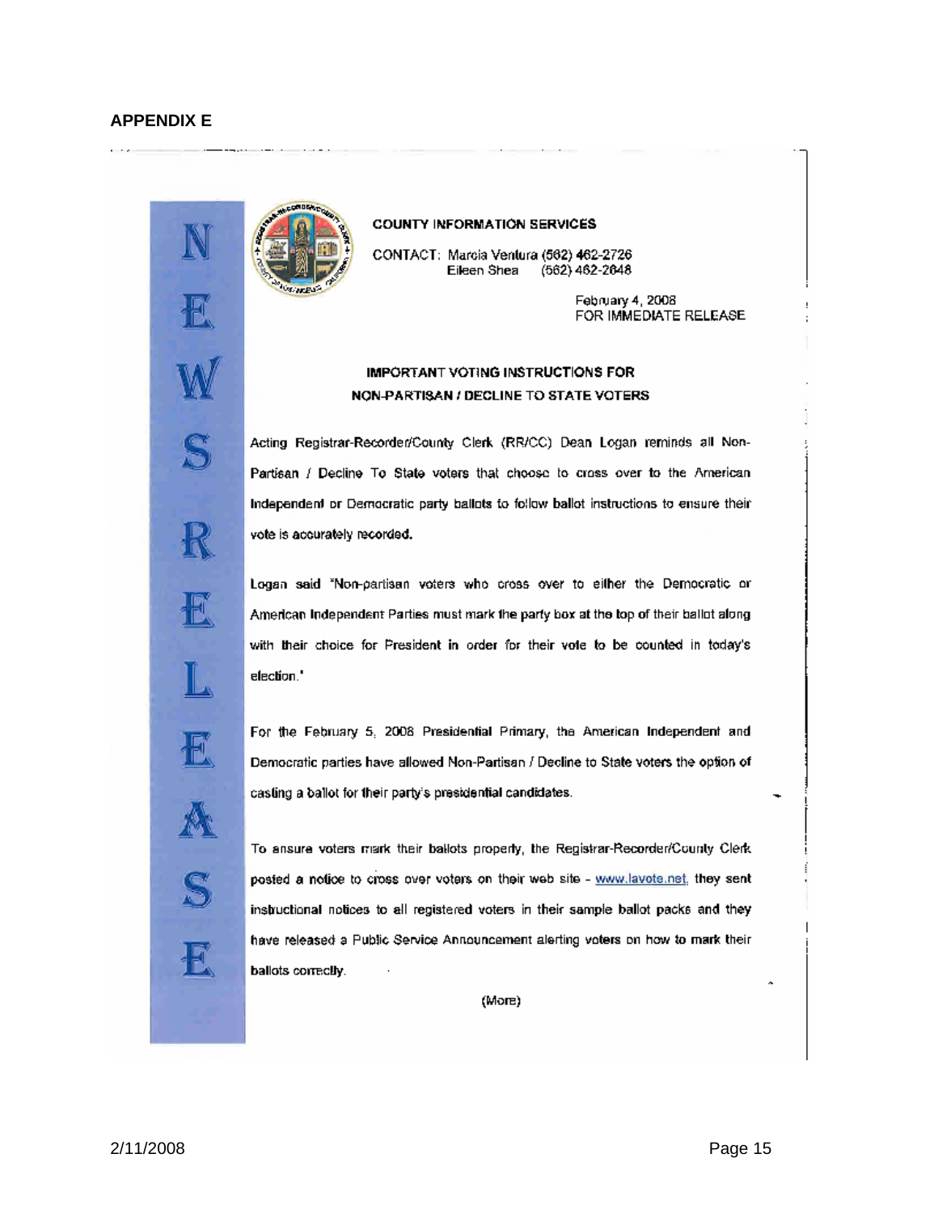## APPENDIX E

NEWS RELEASE

**COUNTY INFORMATION SERVICES**

CONTACT: Marcia Ventura (562) 462-2726
Eileen Shea (562) 462-2648

February 4, 2008
FOR IMMEDIATE RELEASE

**IMPORTANT VOTING INSTRUCTIONS FOR NON-PARTISAN / DECLINE TO STATE VOTERS**

Acting Registrar-Recorder/County Clerk (RR/CC) Dean Logan reminds all Non-Partisan / Decline To State voters that choose to cross over to the American Independent or Democratic party ballots to follow ballot instructions to ensure their vote is accurately recorded.

Logan said "Non-partisan voters who cross over to either the Democratic or American Independent Parties must mark the party box at the top of their ballot along with their choice for President in order for their vote to be counted in today's election."

For the February 5, 2008 Presidential Primary, the American Independent and Democratic parties have allowed Non-Partisan / Decline to State voters the option of casting a ballot for their party's presidential candidates.

To ensure voters mark their ballots properly, the Registrar-Recorder/County Clerk posted a notice to cross over voters on their web site - www.lavote.net, they sent instructional notices to all registered voters in their sample ballot packs and they have released a Public Service Announcement alerting voters on how to mark their ballots correctly.

(More)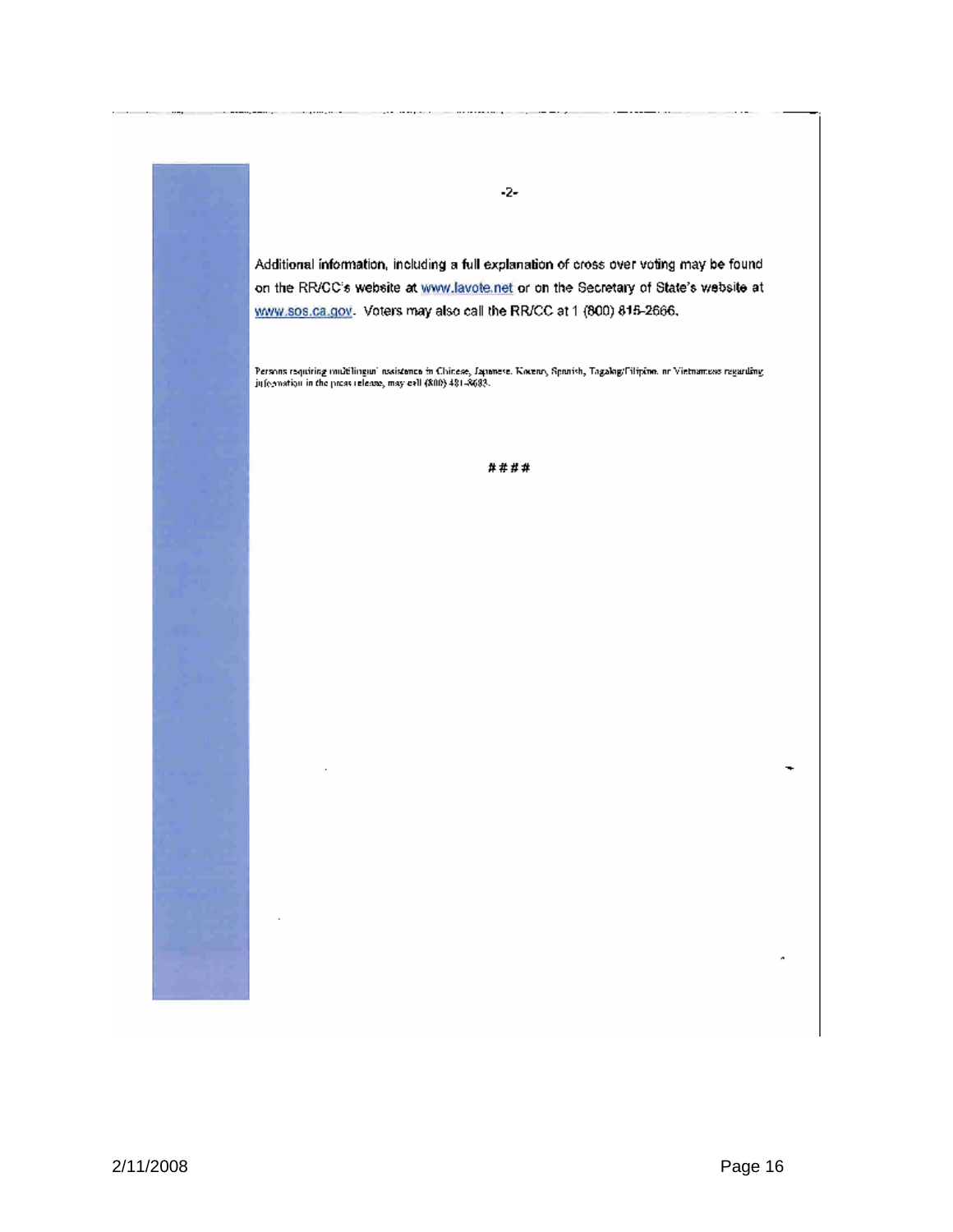Additional information, including a full explanation of cross over voting may be found on the RR/CC's website at www.lavote.net or on the Secretary of State's website at www.sos.ca.gov. Voters may also call the RR/CC at 1 (800) 815-2666.

Persons requiring multilingual assistance in Chinese, Japanese, Korean, Spanish, Tagalog/Filipino, or Vietnamese regarding information in the press release, may call (800) 481-8683.

####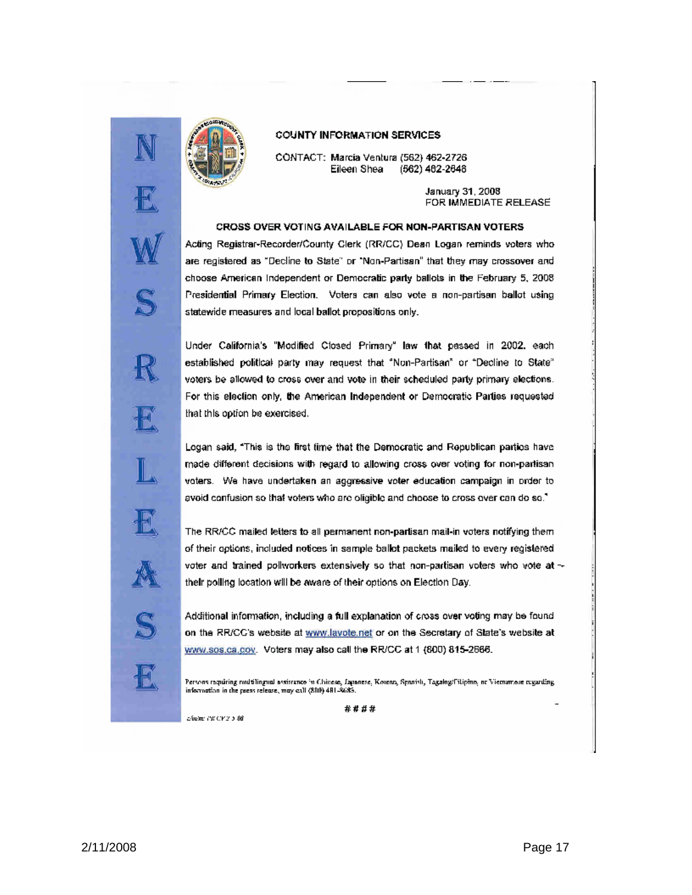NEWS RELEASE

### COUNTY INFORMATION SERVICES

CONTACT: Marcia Ventura (562) 462-2726
Eileen Shea (562) 462-2648

January 31, 2008
FOR IMMEDIATE RELEASE

## CROSS OVER VOTING AVAILABLE FOR NON-PARTISAN VOTERS

Acting Registrar-Recorder/County Clerk (RR/CC) Dean Logan reminds voters who are registered as "Decline to State" or "Non-Partisan" that they may crossover and choose American Independent or Democratic party ballots in the February 5, 2008 Presidential Primary Election. Voters can also vote a non-partisan ballot using statewide measures and local ballot propositions only.

Under California's "Modified Closed Primary" law that passed in 2002, each established political party may request that "Non-Partisan" or "Decline to State" voters be allowed to cross over and vote in their scheduled party primary elections. For this election only, the American Independent or Democratic Parties requested that this option be exercised.

Logan said, "This is the first time that the Democratic and Republican parties have made different decisions with regard to allowing cross over voting for non-partisan voters. We have undertaken an aggressive voter education campaign in order to avoid confusion so that voters who are eligible and choose to cross over can do so."

The RR/CC mailed letters to all permanent non-partisan mail-in voters notifying them of their options, included notices in sample ballot packets mailed to every registered voter and trained pollworkers extensively so that non-partisan voters who vote at their polling location will be aware of their options on Election Day.

Additional information, including a full explanation of cross over voting may be found on the RR/CC's website at www.lavote.net or on the Secretary of State's website at www.sos.ca.gov. Voters may also call the RR/CC at 1 (800) 815-2666.

Persons requiring multilingual assistance in Chinese, Japanese, Korean, Spanish, Tagalog/Filipino, or Vietnamese regarding information in the press release, may call (800) 481-8683.

####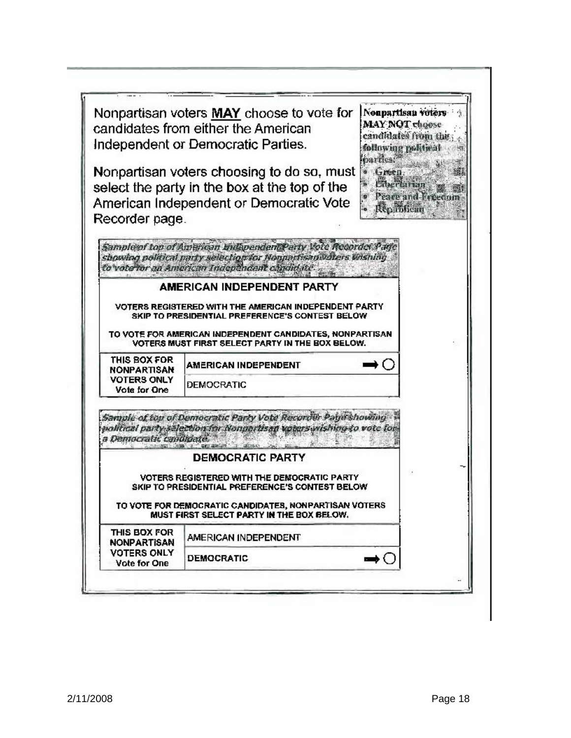Nonpartisan voters **MAY** choose to vote for candidates from either the American Independent or Democratic Parties.

Nonpartisan voters choosing to do so, must select the party in the box at the top of the American Independent or Democratic Vote Recorder page.

**Nonpartisan voters MAY NOT choose candidates from the following political parties:**

- Green
- Libertarian
- Peace and Freedom
- Republican

*Sample of top of American Independent Party Vote Recorder Page showing political party selection for Nonpartisan Voters wishing to vote for an American Independent candidate.*

**AMERICAN INDEPENDENT PARTY**

VOTERS REGISTERED WITH THE AMERICAN INDEPENDENT PARTY SKIP TO PRESIDENTIAL PREFERENCE'S CONTEST BELOW

TO VOTE FOR AMERICAN INDEPENDENT CANDIDATES, NONPARTISAN VOTERS MUST FIRST SELECT PARTY IN THE BOX BELOW.

| THIS BOX FOR NONPARTISAN VOTERS ONLY Vote for One | |
|---|---|
| | AMERICAN INDEPENDENT ➡ ○ |
| | DEMOCRATIC |

*Sample of top of Democratic Party Vote Recorder Page showing political party selection for Nonpartisan voters wishing to vote for a Democratic candidate.*

**DEMOCRATIC PARTY**

VOTERS REGISTERED WITH THE DEMOCRATIC PARTY SKIP TO PRESIDENTIAL PREFERENCE'S CONTEST BELOW

TO VOTE FOR DEMOCRATIC CANDIDATES, NONPARTISAN VOTERS MUST FIRST SELECT PARTY IN THE BOX BELOW.

| THIS BOX FOR NONPARTISAN VOTERS ONLY Vote for One | |
|---|---|
| | AMERICAN INDEPENDENT |
| | DEMOCRATIC ➡ ○ |

2/11/2008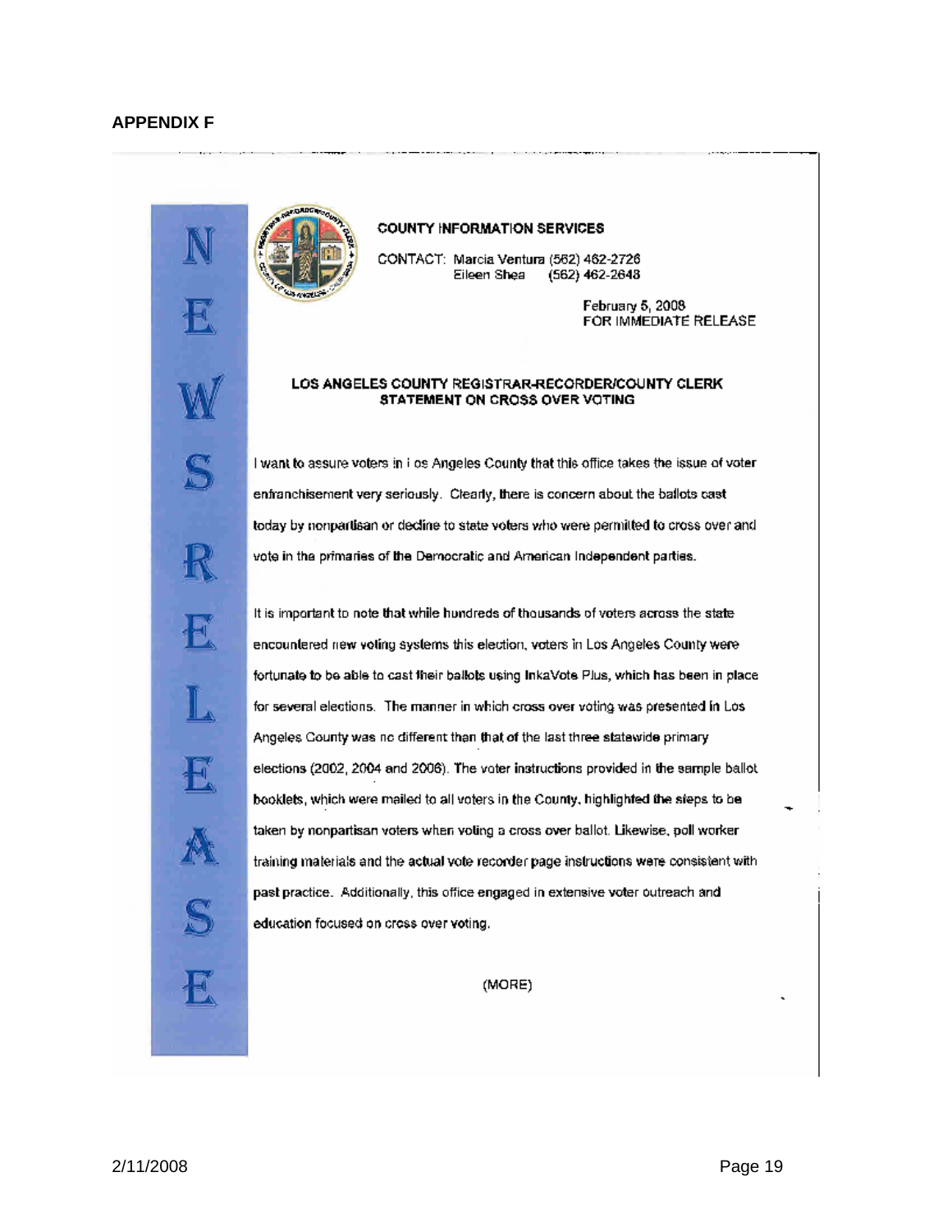**APPENDIX F**

NEWS RELEASE

**COUNTY INFORMATION SERVICES**

CONTACT: Marcia Ventura (562) 462-2726
Eileen Shea (562) 462-2648

February 5, 2008
FOR IMMEDIATE RELEASE

**LOS ANGELES COUNTY REGISTRAR-RECORDER/COUNTY CLERK STATEMENT ON CROSS OVER VOTING**

I want to assure voters in Los Angeles County that this office takes the issue of voter enfranchisement very seriously. Clearly, there is concern about the ballots cast today by nonpartisan or decline to state voters who were permitted to cross over and vote in the primaries of the Democratic and American Independent parties.

It is important to note that while hundreds of thousands of voters across the state encountered new voting systems this election, voters in Los Angeles County were fortunate to be able to cast their ballots using InkaVote Plus, which has been in place for several elections. The manner in which cross over voting was presented in Los Angeles County was no different than that of the last three statewide primary elections (2002, 2004 and 2006). The voter instructions provided in the sample ballot booklets, which were mailed to all voters in the County, highlighted the steps to be taken by nonpartisan voters when voting a cross over ballot. Likewise, poll worker training materials and the actual vote recorder page instructions were consistent with past practice. Additionally, this office engaged in extensive voter outreach and education focused on cross over voting.

(MORE)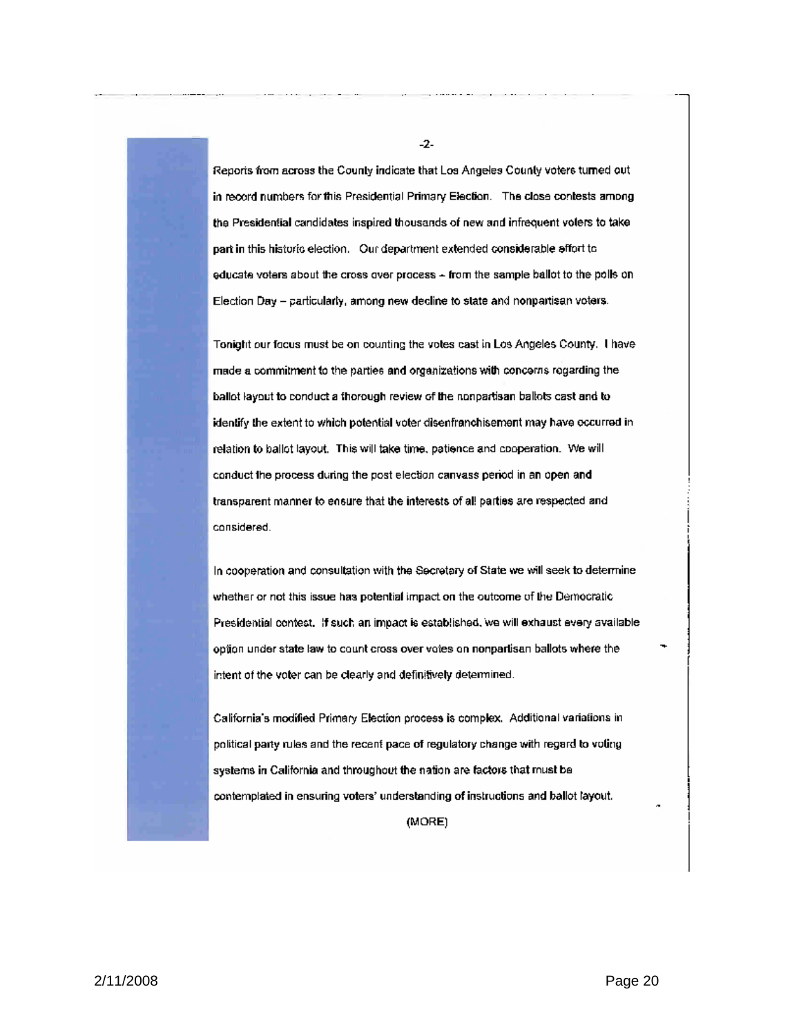Reports from across the County indicate that Los Angeles County voters turned out in record numbers for this Presidential Primary Election. The close contests among the Presidential candidates inspired thousands of new and infrequent voters to take part in this historic election. Our department extended considerable effort to educate voters about the cross over process – from the sample ballot to the polls on Election Day – particularly, among new decline to state and nonpartisan voters.

Tonight our focus must be on counting the votes cast in Los Angeles County. I have made a commitment to the parties and organizations with concerns regarding the ballot layout to conduct a thorough review of the nonpartisan ballots cast and to identify the extent to which potential voter disenfranchisement may have occurred in relation to ballot layout. This will take time, patience and cooperation. We will conduct the process during the post election canvass period in an open and transparent manner to ensure that the interests of all parties are respected and considered.

In cooperation and consultation with the Secretary of State we will seek to determine whether or not this issue has potential impact on the outcome of the Democratic Presidential contest. If such an impact is established, we will exhaust every available option under state law to count cross over votes on nonpartisan ballots where the intent of the voter can be clearly and definitively determined.

California's modified Primary Election process is complex. Additional variations in political party rules and the recent pace of regulatory change with regard to voting systems in California and throughout the nation are factors that must be contemplated in ensuring voters' understanding of instructions and ballot layout.

(MORE)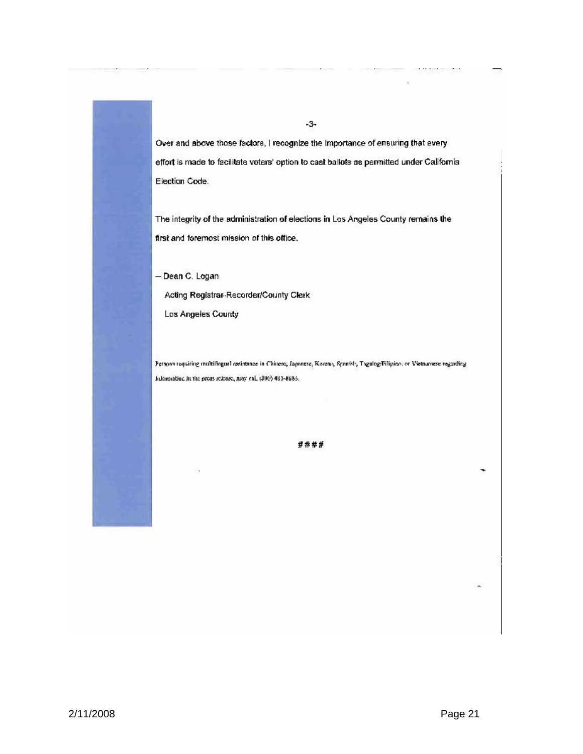Over and above those factors, I recognize the importance of ensuring that every effort is made to facilitate voters' option to cast ballots as permitted under California Election Code.

The integrity of the administration of elections in Los Angeles County remains the first and foremost mission of this office.

– Dean C. Logan

Acting Registrar-Recorder/County Clerk

Los Angeles County

Persons requiring multilingual assistance in Chinese, Japanese, Korean, Spanish, Tagalog/Filipino, or Vietnamese regarding information in the press release, may call (800) 481-8683.

####